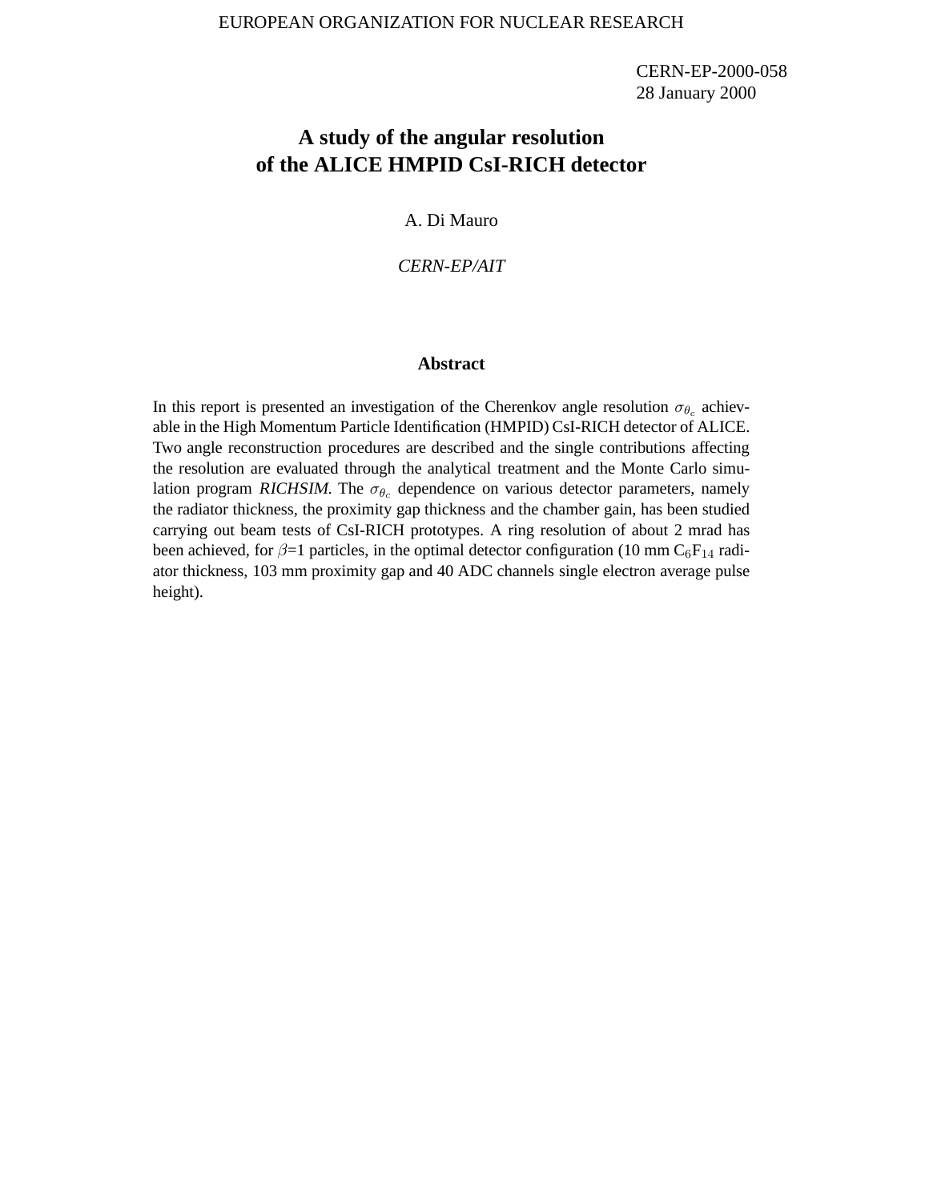EUROPEAN ORGANIZATION FOR NUCLEAR RESEARCH

CERN-EP-2000-058
28 January 2000

# A study of the angular resolution of the ALICE HMPID CsI-RICH detector

A. Di Mauro

*CERN-EP/AIT*

## Abstract

In this report is presented an investigation of the Cherenkov angle resolution $\sigma_{\theta_c}$ achievable in the High Momentum Particle Identification (HMPID) CsI-RICH detector of ALICE. Two angle reconstruction procedures are described and the single contributions affecting the resolution are evaluated through the analytical treatment and the Monte Carlo simulation program *RICHSIM*. The $\sigma_{\theta_c}$ dependence on various detector parameters, namely the radiator thickness, the proximity gap thickness and the chamber gain, has been studied carrying out beam tests of CsI-RICH prototypes. A ring resolution of about 2 mrad has been achieved, for $\beta$=1 particles, in the optimal detector configuration (10 mm $C_6F_{14}$ radiator thickness, 103 mm proximity gap and 40 ADC channels single electron average pulse height).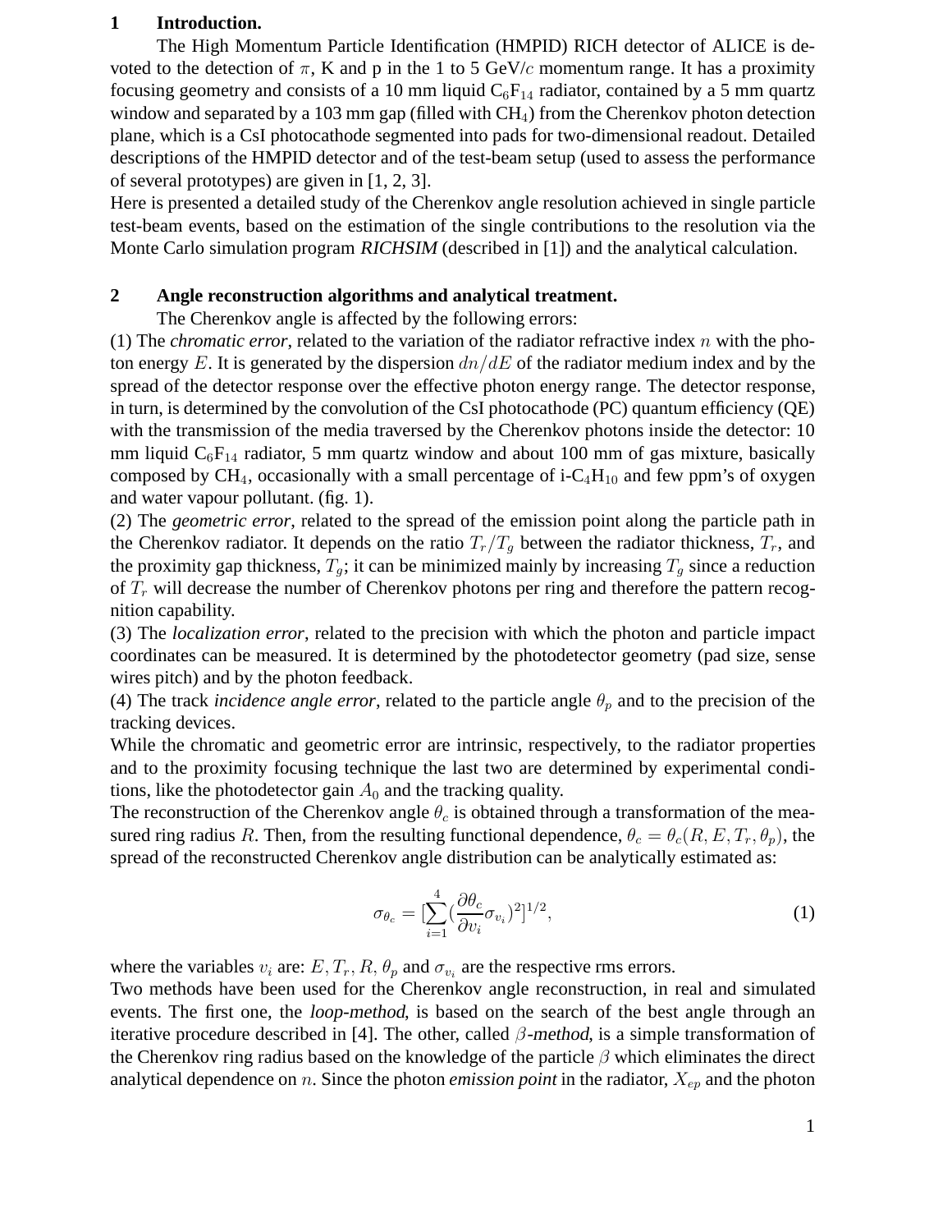## 1 Introduction.

The High Momentum Particle Identification (HMPID) RICH detector of ALICE is devoted to the detection of $\pi$, K and p in the 1 to 5 GeV/$c$ momentum range. It has a proximity focusing geometry and consists of a 10 mm liquid $C_6F_{14}$ radiator, contained by a 5 mm quartz window and separated by a 103 mm gap (filled with $CH_4$) from the Cherenkov photon detection plane, which is a CsI photocathode segmented into pads for two-dimensional readout. Detailed descriptions of the HMPID detector and of the test-beam setup (used to assess the performance of several prototypes) are given in [1, 2, 3].

Here is presented a detailed study of the Cherenkov angle resolution achieved in single particle test-beam events, based on the estimation of the single contributions to the resolution via the Monte Carlo simulation program *RICHSIM* (described in [1]) and the analytical calculation.

## 2 Angle reconstruction algorithms and analytical treatment.

The Cherenkov angle is affected by the following errors:

(1) The *chromatic error*, related to the variation of the radiator refractive index $n$ with the photon energy $E$. It is generated by the dispersion $dn/dE$ of the radiator medium index and by the spread of the detector response over the effective photon energy range. The detector response, in turn, is determined by the convolution of the CsI photocathode (PC) quantum efficiency (QE) with the transmission of the media traversed by the Cherenkov photons inside the detector: 10 mm liquid $C_6F_{14}$ radiator, 5 mm quartz window and about 100 mm of gas mixture, basically composed by $CH_4$, occasionally with a small percentage of i-$C_4H_{10}$ and few ppm's of oxygen and water vapour pollutant. (fig. 1).

(2) The *geometric error*, related to the spread of the emission point along the particle path in the Cherenkov radiator. It depends on the ratio $T_r/T_g$ between the radiator thickness, $T_r$, and the proximity gap thickness, $T_g$; it can be minimized mainly by increasing $T_g$ since a reduction of $T_r$ will decrease the number of Cherenkov photons per ring and therefore the pattern recognition capability.

(3) The *localization error*, related to the precision with which the photon and particle impact coordinates can be measured. It is determined by the photodetector geometry (pad size, sense wires pitch) and by the photon feedback.

(4) The track *incidence angle error*, related to the particle angle $\theta_p$ and to the precision of the tracking devices.

While the chromatic and geometric error are intrinsic, respectively, to the radiator properties and to the proximity focusing technique the last two are determined by experimental conditions, like the photodetector gain $A_0$ and the tracking quality.

The reconstruction of the Cherenkov angle $\theta_c$ is obtained through a transformation of the measured ring radius $R$. Then, from the resulting functional dependence, $\theta_c = \theta_c(R, E, T_r, \theta_p)$, the spread of the reconstructed Cherenkov angle distribution can be analytically estimated as:

$$\sigma_{\theta_c} = [\sum_{i=1}^{4} (\frac{\partial \theta_c}{\partial v_i} \sigma_{v_i})^2]^{1/2}, \tag{1}$$

where the variables $v_i$ are: $E, T_r, R, \theta_p$ and $\sigma_{v_i}$ are the respective rms errors.

Two methods have been used for the Cherenkov angle reconstruction, in real and simulated events. The first one, the *loop-method*, is based on the search of the best angle through an iterative procedure described in [4]. The other, called $\beta$-*method*, is a simple transformation of the Cherenkov ring radius based on the knowledge of the particle $\beta$ which eliminates the direct analytical dependence on $n$. Since the photon *emission point* in the radiator, $X_{ep}$ and the photon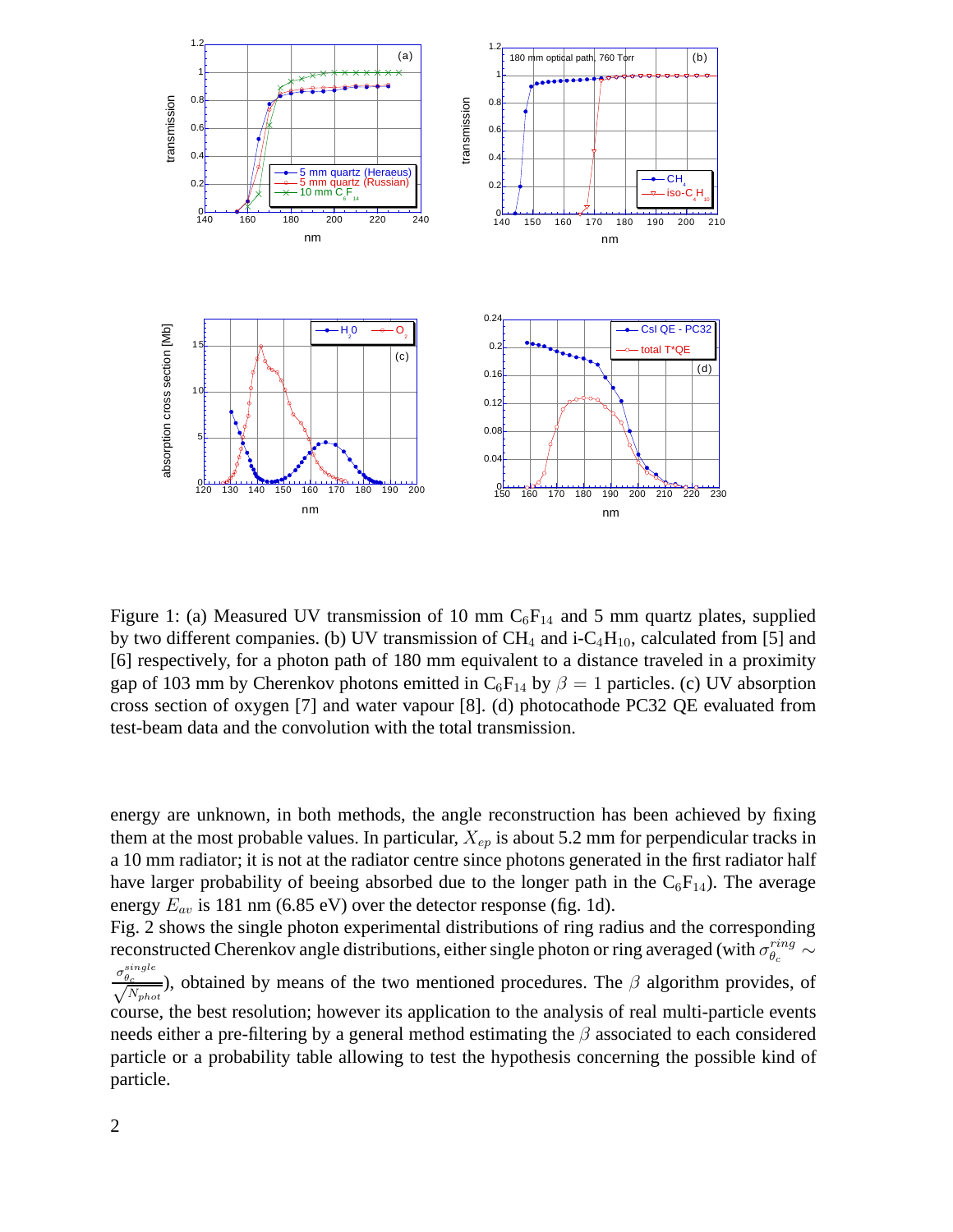Figure 1: (a) Measured UV transmission of 10 mm $C_6F_{14}$ and 5 mm quartz plates, supplied by two different companies. (b) UV transmission of $CH_4$ and i-$C_4H_{10}$, calculated from [5] and [6] respectively, for a photon path of 180 mm equivalent to a distance traveled in a proximity gap of 103 mm by Cherenkov photons emitted in $C_6F_{14}$ by $\beta = 1$ particles. (c) UV absorption cross section of oxygen [7] and water vapour [8]. (d) photocathode PC32 QE evaluated from test-beam data and the convolution with the total transmission.

energy are unknown, in both methods, the angle reconstruction has been achieved by fixing them at the most probable values. In particular, $X_{ep}$ is about 5.2 mm for perpendicular tracks in a 10 mm radiator; it is not at the radiator centre since photons generated in the first radiator half have larger probability of beeing absorbed due to the longer path in the $C_6F_{14}$). The average energy $E_{av}$ is 181 nm (6.85 eV) over the detector response (fig. 1d).

Fig. 2 shows the single photon experimental distributions of ring radius and the corresponding reconstructed Cherenkov angle distributions, either single photon or ring averaged (with $\sigma_{\theta_c}^{ring} \sim \frac{\sigma_{\theta_c}^{single}}{\sqrt{N_{phot}}}$), obtained by means of the two mentioned procedures. The $\beta$ algorithm provides, of course, the best resolution; however its application to the analysis of real multi-particle events needs either a pre-filtering by a general method estimating the $\beta$ associated to each considered particle or a probability table allowing to test the hypothesis concerning the possible kind of particle.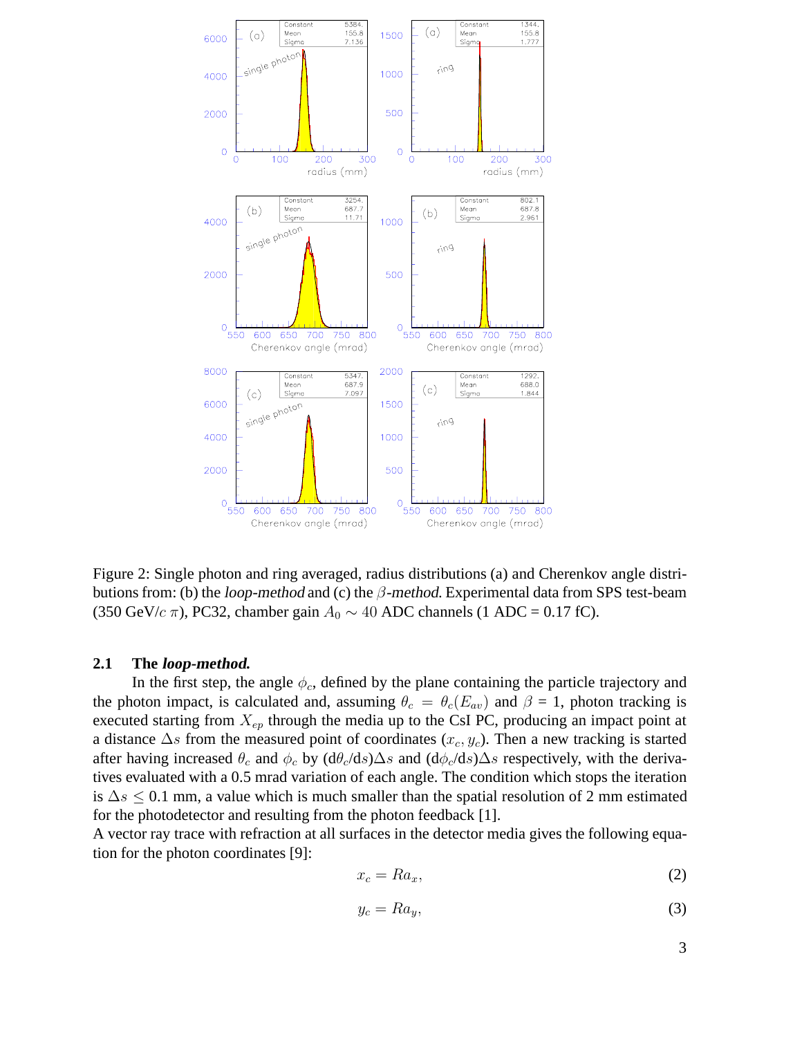Figure 2: Single photon and ring averaged, radius distributions (a) and Cherenkov angle distributions from: (b) the *loop-method* and (c) the $\beta$*-method*. Experimental data from SPS test-beam (350 GeV/$c$ $\pi$), PC32, chamber gain $A_0 \sim 40$ ADC channels (1 ADC = 0.17 fC).

### 2.1 The *loop-method*.

In the first step, the angle $\phi_c$, defined by the plane containing the particle trajectory and the photon impact, is calculated and, assuming $\theta_c = \theta_c(E_{av})$ and $\beta$ = 1, photon tracking is executed starting from $X_{ep}$ through the media up to the CsI PC, producing an impact point at a distance $\Delta s$ from the measured point of coordinates ($x_c, y_c$). Then a new tracking is started after having increased $\theta_c$ and $\phi_c$ by ($\mathrm{d}\theta_c/\mathrm{d}s$)$\Delta s$ and ($\mathrm{d}\phi_c/\mathrm{d}s$)$\Delta s$ respectively, with the derivatives evaluated with a 0.5 mrad variation of each angle. The condition which stops the iteration is $\Delta s \leq 0.1$ mm, a value which is much smaller than the spatial resolution of 2 mm estimated for the photodetector and resulting from the photon feedback [1].

A vector ray trace with refraction at all surfaces in the detector media gives the following equation for the photon coordinates [9]:

$$x_c = Ra_x, \tag{2}$$

$$y_c = Ra_y, \tag{3}$$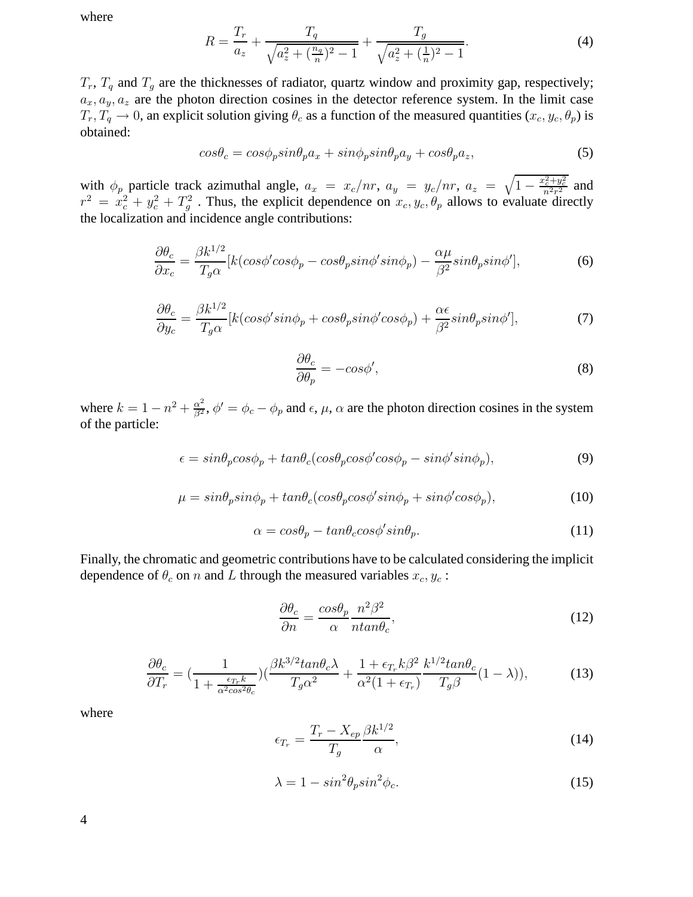where

$$R = \frac{T_r}{a_z} + \frac{T_q}{\sqrt{a_z^2 + (\frac{n_q}{n})^2 - 1}} + \frac{T_g}{\sqrt{a_z^2 + (\frac{1}{n})^2 - 1}}. \tag{4}$$

$T_r$, $T_q$ and $T_g$ are the thicknesses of radiator, quartz window and proximity gap, respectively; $a_x, a_y, a_z$ are the photon direction cosines in the detector reference system. In the limit case $T_r, T_q \rightarrow 0$, an explicit solution giving $\theta_c$ as a function of the measured quantities ($x_c, y_c, \theta_p$) is obtained:

$$cos\theta_c = cos\phi_p sin\theta_p a_x + sin\phi_p sin\theta_p a_y + cos\theta_p a_z, \tag{5}$$

with $\phi_p$ particle track azimuthal angle, $a_x = x_c/nr$, $a_y = y_c/nr$, $a_z = \sqrt{1 - \frac{x_c^2+y_c^2}{n^2r^2}}$ and $r^2 = x_c^2 + y_c^2 + T_g^2$ . Thus, the explicit dependence on $x_c, y_c, \theta_p$ allows to evaluate directly the localization and incidence angle contributions:

$$\frac{\partial\theta_c}{\partial x_c} = \frac{\beta k^{1/2}}{T_g\alpha}[k(cos\phi' cos\phi_p - cos\theta_p sin\phi' sin\phi_p) - \frac{\alpha\mu}{\beta^2} sin\theta_p sin\phi'], \tag{6}$$

$$\frac{\partial\theta_c}{\partial y_c} = \frac{\beta k^{1/2}}{T_g\alpha}[k(cos\phi' sin\phi_p + cos\theta_p sin\phi' cos\phi_p) + \frac{\alpha\epsilon}{\beta^2} sin\theta_p sin\phi'], \tag{7}$$

$$\frac{\partial\theta_c}{\partial\theta_p} = -cos\phi', \tag{8}$$

where $k = 1 - n^2 + \frac{\alpha^2}{\beta^2}$, $\phi' = \phi_c - \phi_p$ and $\epsilon$, $\mu$, $\alpha$ are the photon direction cosines in the system of the particle:

$$\epsilon = sin\theta_p cos\phi_p + tan\theta_c(cos\theta_p cos\phi' cos\phi_p - sin\phi' sin\phi_p), \tag{9}$$

$$\mu = sin\theta_p sin\phi_p + tan\theta_c(cos\theta_p cos\phi' sin\phi_p + sin\phi' cos\phi_p), \tag{10}$$

$$\alpha = cos\theta_p - tan\theta_c cos\phi' sin\theta_p. \tag{11}$$

Finally, the chromatic and geometric contributions have to be calculated considering the implicit dependence of $\theta_c$ on $n$ and $L$ through the measured variables $x_c, y_c$ :

$$\frac{\partial\theta_c}{\partial n} = \frac{cos\theta_p}{\alpha}\frac{n^2\beta^2}{ntan\theta_c}, \tag{12}$$

$$\frac{\partial\theta_c}{\partial T_r} = (\frac{1}{1 + \frac{\epsilon_{T_r} k}{\alpha^2 cos^2\theta_c}})(\frac{\beta k^{3/2} tan\theta_c \lambda}{T_g\alpha^2} + \frac{1 + \epsilon_{T_r} k\beta^2}{\alpha^2(1 + \epsilon_{T_r})}\frac{k^{1/2} tan\theta_c}{T_g\beta}(1 - \lambda)), \tag{13}$$

where

$$\epsilon_{T_r} = \frac{T_r - X_{ep}}{T_g}\frac{\beta k^{1/2}}{\alpha}, \tag{14}$$

$$\lambda = 1 - sin^2\theta_p sin^2\phi_c. \tag{15}$$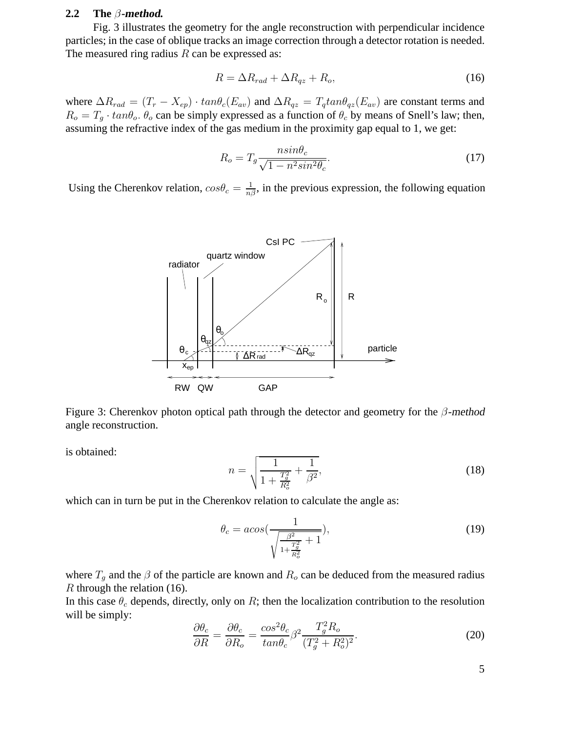### 2.2 The $\beta$-*method.*

Fig. 3 illustrates the geometry for the angle reconstruction with perpendicular incidence particles; in the case of oblique tracks an image correction through a detector rotation is needed. The measured ring radius $R$ can be expressed as:

$$R = \Delta R_{rad} + \Delta R_{qz} + R_o, \tag{16}$$

where $\Delta R_{rad} = (T_r - X_{ep}) \cdot tan\theta_c(E_{av})$ and $\Delta R_{qz} = T_q tan\theta_{qz}(E_{av})$ are constant terms and $R_o = T_g \cdot tan\theta_o$. $\theta_o$ can be simply expressed as a function of $\theta_c$ by means of Snell's law; then, assuming the refractive index of the gas medium in the proximity gap equal to 1, we get:

$$R_o = T_g \frac{n sin\theta_c}{\sqrt{1 - n^2 sin^2\theta_c}}. \tag{17}$$

Using the Cherenkov relation, $cos\theta_c = \frac{1}{n\beta}$, in the previous expression, the following equation

Figure 3: Cherenkov photon optical path through the detector and geometry for the $\beta$-*method* angle reconstruction.

is obtained:

$$n = \sqrt{\frac{1}{1 + \frac{T_g^2}{R_o^2}} + \frac{1}{\beta^2}}, \tag{18}$$

which can in turn be put in the Cherenkov relation to calculate the angle as:

$$\theta_c = acos\left(\frac{1}{\sqrt{\frac{\beta^2}{1 + \frac{T_g^2}{R_o^2}} + 1}}\right), \tag{19}$$

where $T_g$ and the $\beta$ of the particle are known and $R_o$ can be deduced from the measured radius $R$ through the relation (16).

In this case $\theta_c$ depends, directly, only on $R$; then the localization contribution to the resolution will be simply:

$$\frac{\partial\theta_c}{\partial R} = \frac{\partial\theta_c}{\partial R_o} = \frac{cos^2\theta_c}{tan\theta_c}\beta^2 \frac{T_g^2 R_o}{(T_g^2 + R_o^2)^2}. \tag{20}$$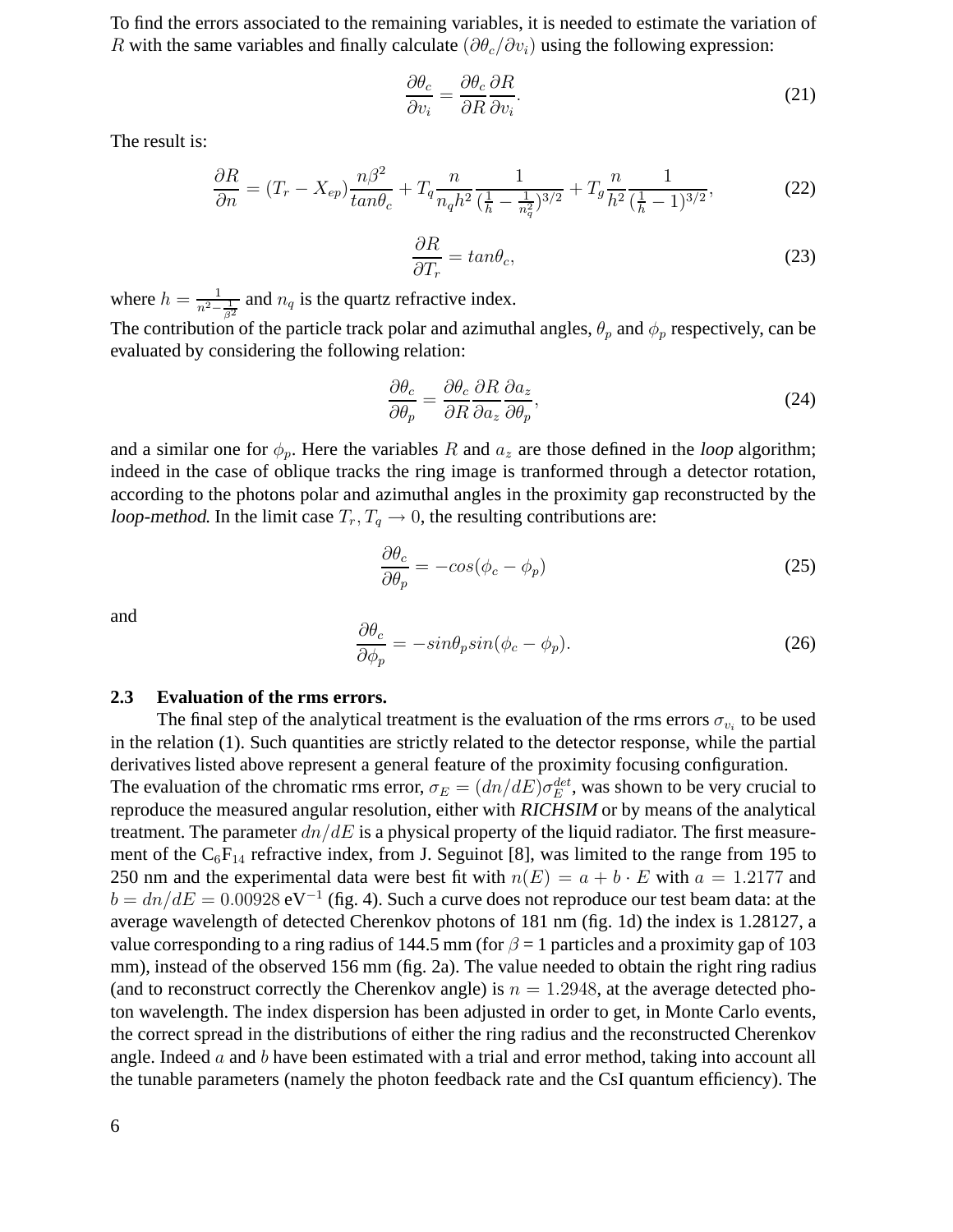To find the errors associated to the remaining variables, it is needed to estimate the variation of $R$ with the same variables and finally calculate $(\partial\theta_c/\partial v_i)$ using the following expression:

$$\frac{\partial\theta_c}{\partial v_i} = \frac{\partial\theta_c}{\partial R}\frac{\partial R}{\partial v_i}. \tag{21}$$

The result is:

$$\frac{\partial R}{\partial n} = (T_r - X_{ep})\frac{n\beta^2}{tan\theta_c} + T_q\frac{n}{n_q h^2}\frac{1}{(\frac{1}{h} - \frac{1}{n_q^2})^{3/2}} + T_g\frac{n}{h^2}\frac{1}{(\frac{1}{h} - 1)^{3/2}}, \tag{22}$$

$$\frac{\partial R}{\partial T_r} = tan\theta_c, \tag{23}$$

where $h = \frac{1}{n^2 - \frac{1}{\beta^2}}$ and $n_q$ is the quartz refractive index.

The contribution of the particle track polar and azimuthal angles, $\theta_p$ and $\phi_p$ respectively, can be evaluated by considering the following relation:

$$\frac{\partial\theta_c}{\partial\theta_p} = \frac{\partial\theta_c}{\partial R}\frac{\partial R}{\partial a_z}\frac{\partial a_z}{\partial\theta_p}, \tag{24}$$

and a similar one for $\phi_p$. Here the variables $R$ and $a_z$ are those defined in the *loop* algorithm; indeed in the case of oblique tracks the ring image is tranformed through a detector rotation, according to the photons polar and azimuthal angles in the proximity gap reconstructed by the *loop-method*. In the limit case $T_r, T_q \to 0$, the resulting contributions are:

$$\frac{\partial\theta_c}{\partial\theta_p} = -cos(\phi_c - \phi_p) \tag{25}$$

and

$$\frac{\partial\theta_c}{\partial\phi_p} = -sin\theta_p sin(\phi_c - \phi_p). \tag{26}$$

### 2.3 Evaluation of the rms errors.

The final step of the analytical treatment is the evaluation of the rms errors $\sigma_{v_i}$ to be used in the relation (1). Such quantities are strictly related to the detector response, while the partial derivatives listed above represent a general feature of the proximity focusing configuration.

The evaluation of the chromatic rms error, $\sigma_E = (dn/dE)\sigma_E^{det}$, was shown to be very crucial to reproduce the measured angular resolution, either with *RICHSIM* or by means of the analytical treatment. The parameter $dn/dE$ is a physical property of the liquid radiator. The first measurement of the $C_6F_{14}$ refractive index, from J. Seguinot [8], was limited to the range from 195 to 250 nm and the experimental data were best fit with $n(E) = a + b \cdot E$ with $a = 1.2177$ and $b = dn/dE = 0.00928$ eV$^{-1}$ (fig. 4). Such a curve does not reproduce our test beam data: at the average wavelength of detected Cherenkov photons of 181 nm (fig. 1d) the index is 1.28127, a value corresponding to a ring radius of 144.5 mm (for $\beta = 1$ particles and a proximity gap of 103 mm), instead of the observed 156 mm (fig. 2a). The value needed to obtain the right ring radius (and to reconstruct correctly the Cherenkov angle) is $n = 1.2948$, at the average detected photon wavelength. The index dispersion has been adjusted in order to get, in Monte Carlo events, the correct spread in the distributions of either the ring radius and the reconstructed Cherenkov angle. Indeed $a$ and $b$ have been estimated with a trial and error method, taking into account all the tunable parameters (namely the photon feedback rate and the CsI quantum efficiency). The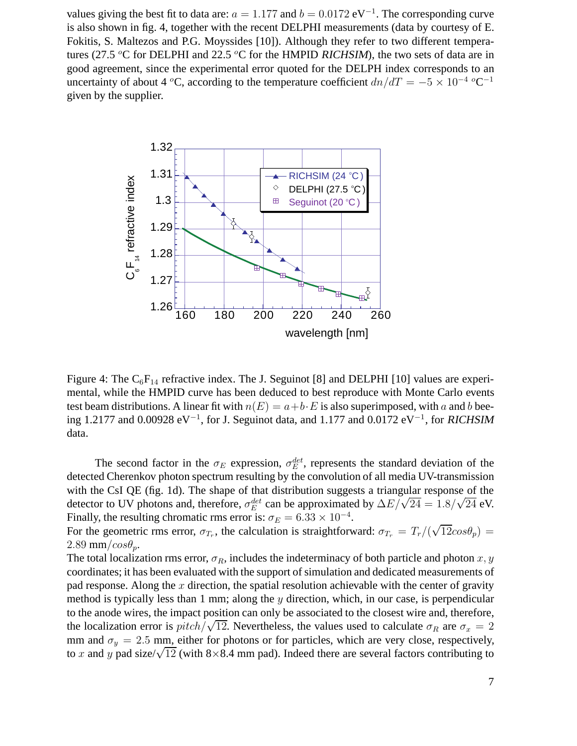values giving the best fit to data are: $a = 1.177$ and $b = 0.0172$ eV$^{-1}$. The corresponding curve is also shown in fig. 4, together with the recent DELPHI measurements (data by courtesy of E. Fokitis, S. Maltezos and P.G. Moyssides [10]). Although they refer to two different temperatures (27.5 $^o$C for DELPHI and 22.5 $^o$C for the HMPID *RICHSIM*), the two sets of data are in good agreement, since the experimental error quoted for the DELPH index corresponds to an uncertainty of about 4 $^o$C, according to the temperature coefficient $dn/dT = -5 \times 10^{-4}$ $^o$C$^{-1}$ given by the supplier.

Figure 4: The $C_6F_{14}$ refractive index. The J. Seguinot [8] and DELPHI [10] values are experimental, while the HMPID curve has been deduced to best reproduce with Monte Carlo events test beam distributions. A linear fit with $n(E) = a + b \cdot E$ is also superimposed, with $a$ and $b$ beeing 1.2177 and 0.00928 eV$^{-1}$, for J. Seguinot data, and 1.177 and 0.0172 eV$^{-1}$, for *RICHSIM* data.

The second factor in the $\sigma_E$ expression, $\sigma_E^{det}$, represents the standard deviation of the detected Cherenkov photon spectrum resulting by the convolution of all media UV-transmission with the CsI QE (fig. 1d). The shape of that distribution suggests a triangular response of the detector to UV photons and, therefore, $\sigma_E^{det}$ can be approximated by $\Delta E/\sqrt{24} = 1.8/\sqrt{24}$ eV. Finally, the resulting chromatic rms error is: $\sigma_E = 6.33 \times 10^{-4}$.

For the geometric rms error, $\sigma_{T_r}$, the calculation is straightforward: $\sigma_{T_r} = T_r/(\sqrt{12} cos\theta_p) = 2.89$ mm$/cos\theta_p$.

The total localization rms error, $\sigma_R$, includes the indeterminacy of both particle and photon $x, y$ coordinates; it has been evaluated with the support of simulation and dedicated measurements of pad response. Along the $x$ direction, the spatial resolution achievable with the center of gravity method is typically less than 1 mm; along the $y$ direction, which, in our case, is perpendicular to the anode wires, the impact position can only be associated to the closest wire and, therefore, the localization error is $pitch/\sqrt{12}$. Nevertheless, the values used to calculate $\sigma_R$ are $\sigma_x = 2$ mm and $\sigma_y = 2.5$ mm, either for photons or for particles, which are very close, respectively, to $x$ and $y$ pad size$/\sqrt{12}$ (with 8$\times$8.4 mm pad). Indeed there are several factors contributing to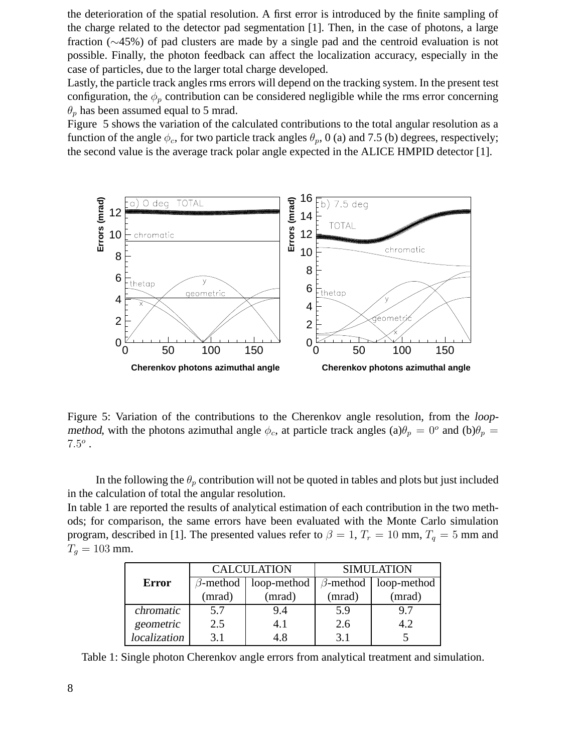the deterioration of the spatial resolution. A first error is introduced by the finite sampling of the charge related to the detector pad segmentation [1]. Then, in the case of photons, a large fraction (∼45%) of pad clusters are made by a single pad and the centroid evaluation is not possible. Finally, the photon feedback can affect the localization accuracy, especially in the case of particles, due to the larger total charge developed.

Lastly, the particle track angles rms errors will depend on the tracking system. In the present test configuration, the $\phi_p$ contribution can be considered negligible while the rms error concerning $\theta_p$ has been assumed equal to 5 mrad.

Figure 5 shows the variation of the calculated contributions to the total angular resolution as a function of the angle $\phi_c$, for two particle track angles $\theta_p$, 0 (a) and 7.5 (b) degrees, respectively; the second value is the average track polar angle expected in the ALICE HMPID detector [1].

Figure 5: Variation of the contributions to the Cherenkov angle resolution, from the *loop-method*, with the photons azimuthal angle $\phi_c$, at particle track angles (a)$\theta_p = 0^o$ and (b)$\theta_p = 7.5^o$ .

In the following the $\theta_p$ contribution will not be quoted in tables and plots but just included in the calculation of total the angular resolution.

In table 1 are reported the results of analytical estimation of each contribution in the two methods; for comparison, the same errors have been evaluated with the Monte Carlo simulation program, described in [1]. The presented values refer to $\beta = 1$, $T_r = 10$ mm, $T_q = 5$ mm and $T_g = 103$ mm.

| Error | CALCULATION | | SIMULATION | |
|---|---|---|---|---|
| | $\beta$-method (mrad) | loop-method (mrad) | $\beta$-method (mrad) | loop-method (mrad) |
| *chromatic* | 5.7 | 9.4 | 5.9 | 9.7 |
| *geometric* | 2.5 | 4.1 | 2.6 | 4.2 |
| *localization* | 3.1 | 4.8 | 3.1 | 5 |

Table 1: Single photon Cherenkov angle errors from analytical treatment and simulation.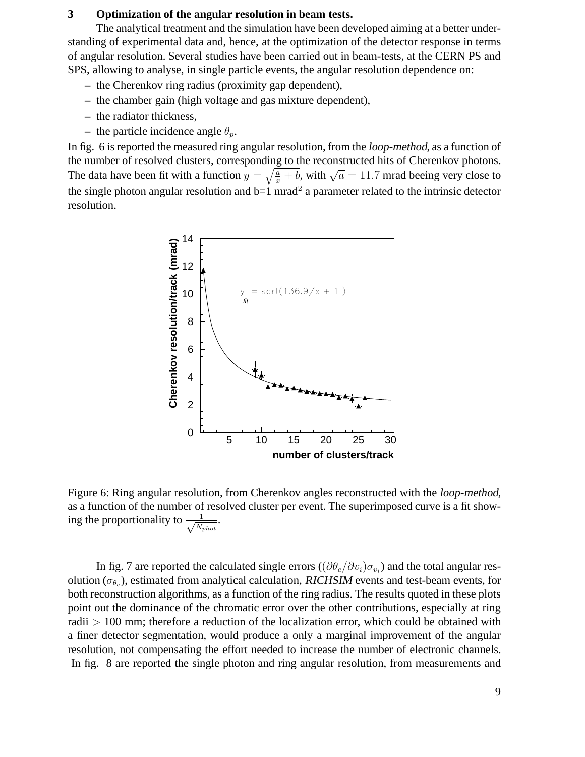## 3 Optimization of the angular resolution in beam tests.

The analytical treatment and the simulation have been developed aiming at a better understanding of experimental data and, hence, at the optimization of the detector response in terms of angular resolution. Several studies have been carried out in beam-tests, at the CERN PS and SPS, allowing to analyse, in single particle events, the angular resolution dependence on:

- the Cherenkov ring radius (proximity gap dependent),
- the chamber gain (high voltage and gas mixture dependent),
- the radiator thickness,
- the particle incidence angle $\theta_p$.

In fig. 6 is reported the measured ring angular resolution, from the *loop-method*, as a function of the number of resolved clusters, corresponding to the reconstructed hits of Cherenkov photons. The data have been fit with a function $y = \sqrt{\frac{a}{x} + b}$, with $\sqrt{a} = 11.7$ mrad beeing very close to the single photon angular resolution and b=1 mrad$^2$ a parameter related to the intrinsic detector resolution.

Figure 6: Ring angular resolution, from Cherenkov angles reconstructed with the *loop-method*, as a function of the number of resolved cluster per event. The superimposed curve is a fit showing the proportionality to $\frac{1}{\sqrt{N_{phot}}}$.

In fig. 7 are reported the calculated single errors ($(\partial\theta_c/\partial v_i)\sigma_{v_i}$) and the total angular resolution ($\sigma_{\theta_c}$), estimated from analytical calculation, *RICHSIM* events and test-beam events, for both reconstruction algorithms, as a function of the ring radius. The results quoted in these plots point out the dominance of the chromatic error over the other contributions, especially at ring radii $> 100$ mm; therefore a reduction of the localization error, which could be obtained with a finer detector segmentation, would produce a only a marginal improvement of the angular resolution, not compensating the effort needed to increase the number of electronic channels. In fig. 8 are reported the single photon and ring angular resolution, from measurements and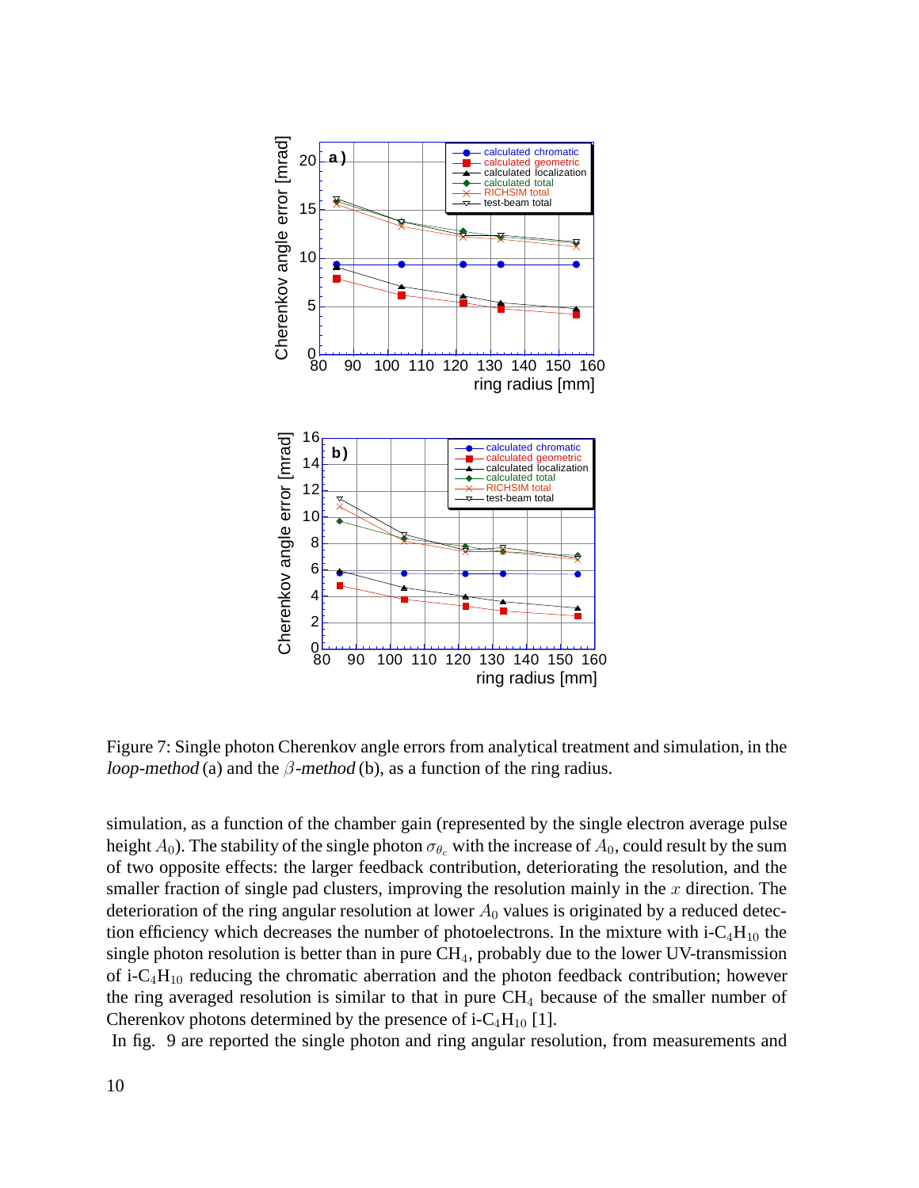Figure 7: Single photon Cherenkov angle errors from analytical treatment and simulation, in the *loop-method* (a) and the $\beta$*-method* (b), as a function of the ring radius.

simulation, as a function of the chamber gain (represented by the single electron average pulse height $A_0$). The stability of the single photon $\sigma_{\theta_c}$ with the increase of $A_0$, could result by the sum of two opposite effects: the larger feedback contribution, deteriorating the resolution, and the smaller fraction of single pad clusters, improving the resolution mainly in the $x$ direction. The deterioration of the ring angular resolution at lower $A_0$ values is originated by a reduced detection efficiency which decreases the number of photoelectrons. In the mixture with i-$C_4H_{10}$ the single photon resolution is better than in pure $CH_4$, probably due to the lower UV-transmission of i-$C_4H_{10}$ reducing the chromatic aberration and the photon feedback contribution; however the ring averaged resolution is similar to that in pure $CH_4$ because of the smaller number of Cherenkov photons determined by the presence of i-$C_4H_{10}$ [1].

In fig. 9 are reported the single photon and ring angular resolution, from measurements and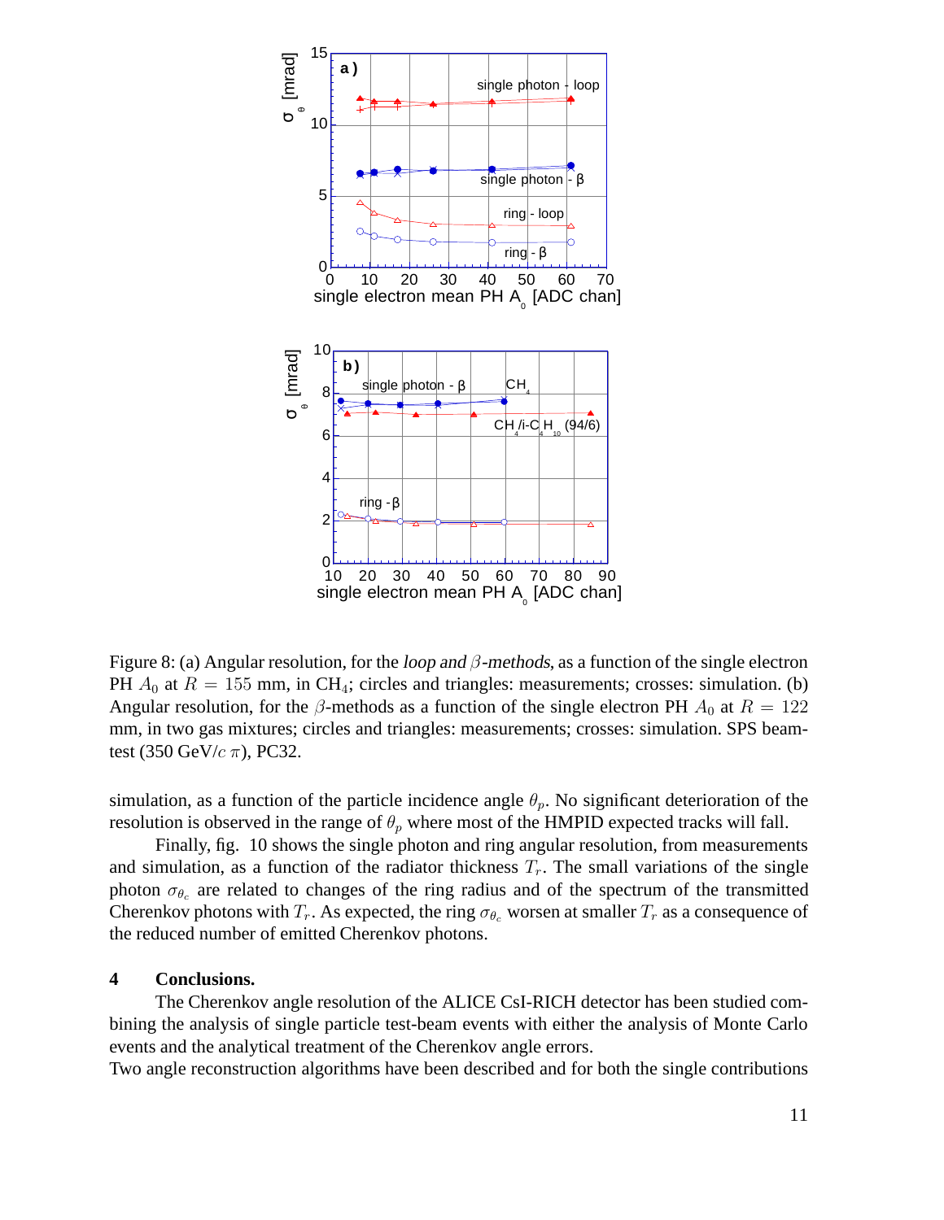Figure 8: (a) Angular resolution, for the *loop and $\beta$-methods*, as a function of the single electron PH $A_0$ at $R = 155$ mm, in $CH_4$; circles and triangles: measurements; crosses: simulation. (b) Angular resolution, for the $\beta$-methods as a function of the single electron PH $A_0$ at $R = 122$ mm, in two gas mixtures; circles and triangles: measurements; crosses: simulation. SPS beam-test (350 GeV/$c$ $\pi$), PC32.

simulation, as a function of the particle incidence angle $\theta_p$. No significant deterioration of the resolution is observed in the range of $\theta_p$ where most of the HMPID expected tracks will fall.

Finally, fig. 10 shows the single photon and ring angular resolution, from measurements and simulation, as a function of the radiator thickness $T_r$. The small variations of the single photon $\sigma_{\theta_c}$ are related to changes of the ring radius and of the spectrum of the transmitted Cherenkov photons with $T_r$. As expected, the ring $\sigma_{\theta_c}$ worsen at smaller $T_r$ as a consequence of the reduced number of emitted Cherenkov photons.

## 4 Conclusions.

The Cherenkov angle resolution of the ALICE CsI-RICH detector has been studied combining the analysis of single particle test-beam events with either the analysis of Monte Carlo events and the analytical treatment of the Cherenkov angle errors.

Two angle reconstruction algorithms have been described and for both the single contributions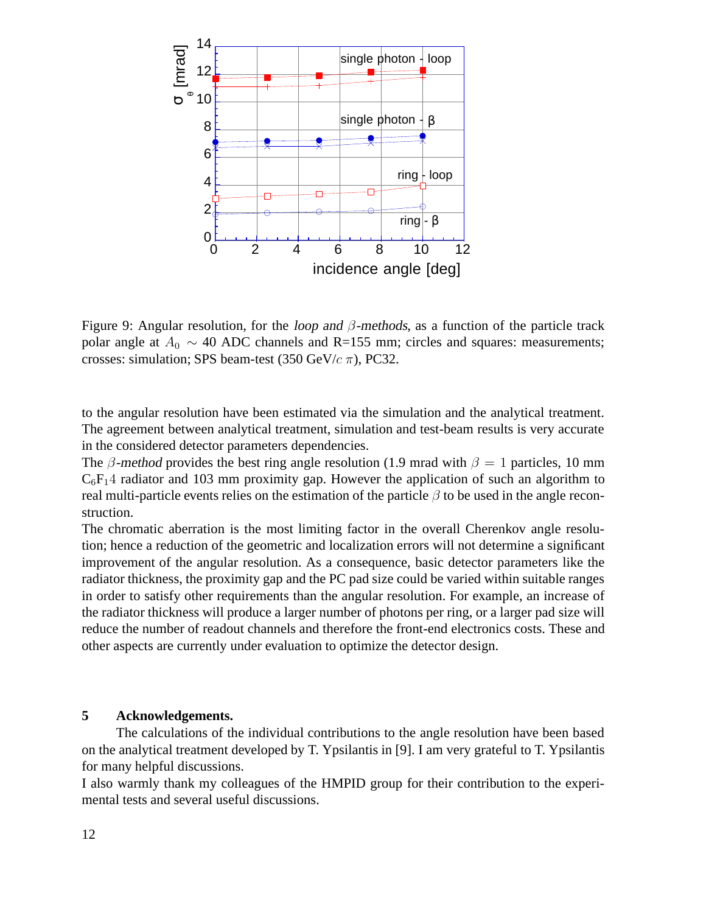Figure 9: Angular resolution, for the *loop and $\beta$-methods*, as a function of the particle track polar angle at $A_0 \sim 40$ ADC channels and R=155 mm; circles and squares: measurements; crosses: simulation; SPS beam-test (350 GeV/$c$ $\pi$), PC32.

to the angular resolution have been estimated via the simulation and the analytical treatment. The agreement between analytical treatment, simulation and test-beam results is very accurate in the considered detector parameters dependencies.

The $\beta$-*method* provides the best ring angle resolution (1.9 mrad with $\beta = 1$ particles, 10 mm $C_6F_14$ radiator and 103 mm proximity gap. However the application of such an algorithm to real multi-particle events relies on the estimation of the particle $\beta$ to be used in the angle reconstruction.

The chromatic aberration is the most limiting factor in the overall Cherenkov angle resolution; hence a reduction of the geometric and localization errors will not determine a significant improvement of the angular resolution. As a consequence, basic detector parameters like the radiator thickness, the proximity gap and the PC pad size could be varied within suitable ranges in order to satisfy other requirements than the angular resolution. For example, an increase of the radiator thickness will produce a larger number of photons per ring, or a larger pad size will reduce the number of readout channels and therefore the front-end electronics costs. These and other aspects are currently under evaluation to optimize the detector design.

## 5 Acknowledgements.

The calculations of the individual contributions to the angle resolution have been based on the analytical treatment developed by T. Ypsilantis in [9]. I am very grateful to T. Ypsilantis for many helpful discussions.

I also warmly thank my colleagues of the HMPID group for their contribution to the experimental tests and several useful discussions.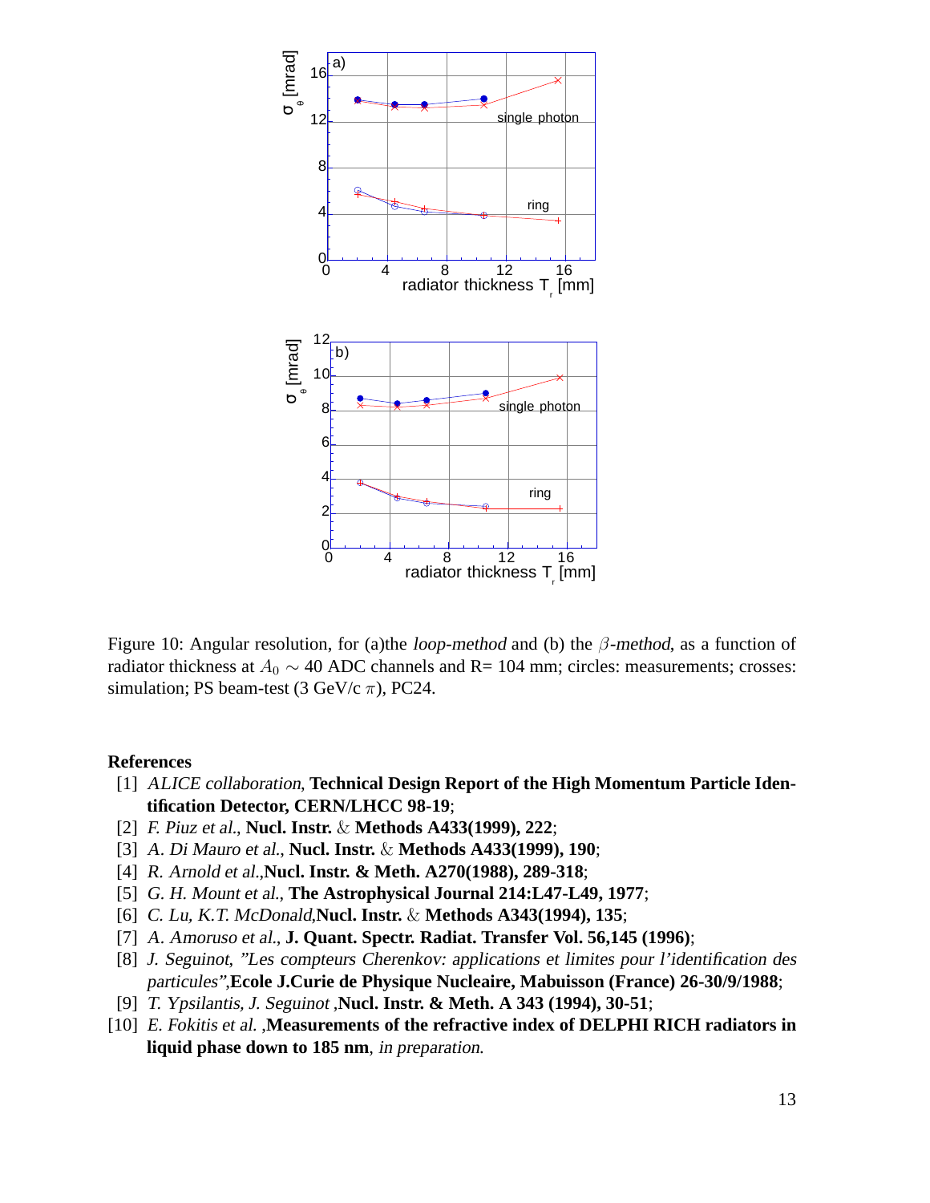a)

σ_θ [mrad]

16

12

8

4

0

0 4 8 12 16

radiator thickness T_r [mm]

single photon

ring

b)

σ_θ [mrad]

12

10

8

6

4

2

0

0 4 8 12 16

radiator thickness T_r [mm]

single photon

ring

Figure 10: Angular resolution, for (a)the *loop-method* and (b) the $\beta$*-method*, as a function of radiator thickness at $A_0 \sim 40$ ADC channels and R= 104 mm; circles: measurements; crosses: simulation; PS beam-test (3 GeV/c $\pi$), PC24.

## References

[1] *ALICE collaboration*, **Technical Design Report of the High Momentum Particle Identification Detector, CERN/LHCC 98-19**;

[2] *F. Piuz et al.*, **Nucl. Instr.** & **Methods A433(1999), 222**;

[3] *A. Di Mauro et al.*, **Nucl. Instr.** & **Methods A433(1999), 190**;

[4] *R. Arnold et al.*,**Nucl. Instr. & Meth. A270(1988), 289-318**;

[5] *G. H. Mount et al.*, **The Astrophysical Journal 214:L47-L49, 1977**;

[6] *C. Lu, K.T. McDonald*,**Nucl. Instr.** & **Methods A343(1994), 135**;

[7] *A. Amoruso et al.*, **J. Quant. Spectr. Radiat. Transfer Vol. 56,145 (1996)**;

[8] *J. Seguinot, "Les compteurs Cherenkov: applications et limites pour l'identification des particules"*,**Ecole J.Curie de Physique Nucleaire, Mabuisson (France) 26-30/9/1988**;

[9] *T. Ypsilantis, J. Seguinot* ,**Nucl. Instr. & Meth. A 343 (1994), 30-51**;

[10] *E. Fokitis et al.* ,**Measurements of the refractive index of DELPHI RICH radiators in liquid phase down to 185 nm**, *in preparation*.